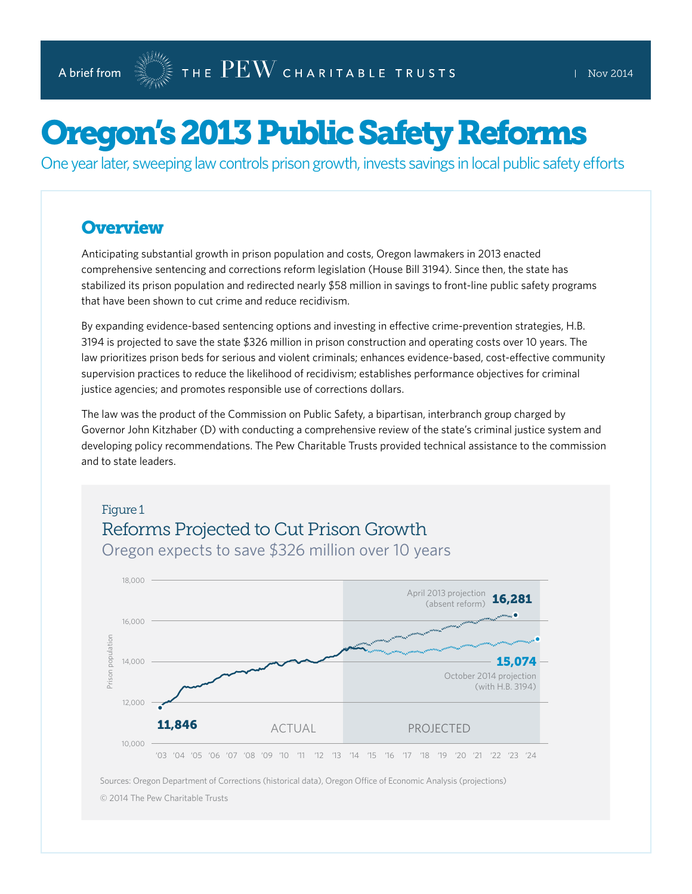A brief from THE PEW CHARITABLE TRUSTS | Nov 2014

# Oregon's 2013 Public Safety Reforms

One year later, sweeping law controls prison growth, invests savings in local public safety efforts

## Overview

Anticipating substantial growth in prison population and costs, Oregon lawmakers in 2013 enacted comprehensive sentencing and corrections reform legislation (House Bill 3194). Since then, the state has stabilized its prison population and redirected nearly $58 million in savings to front-line public safety programs that have been shown to cut crime and reduce recidivism.

By expanding evidence-based sentencing options and investing in effective crime-prevention strategies, H.B. 3194 is projected to save the state $326 million in prison construction and operating costs over 10 years. The law prioritizes prison beds for serious and violent criminals; enhances evidence-based, cost-effective community supervision practices to reduce the likelihood of recidivism; establishes performance objectives for criminal justice agencies; and promotes responsible use of corrections dollars.

The law was the product of the Commission on Public Safety, a bipartisan, interbranch group charged by Governor John Kitzhaber (D) with conducting a comprehensive review of the state's criminal justice system and developing policy recommendations. The Pew Charitable Trusts provided technical assistance to the commission and to state leaders.

Figure 1

**Reforms Projected to Cut Prison Growth**

Oregon expects to save $326 million over 10 years

Prison population: 11,846 ('03, actual); April 2013 projection (absent reform): 16,281; October 2014 projection (with H.B. 3194): 15,074

Sources: Oregon Department of Corrections (historical data), Oregon Office of Economic Analysis (projections)

© 2014 The Pew Charitable Trusts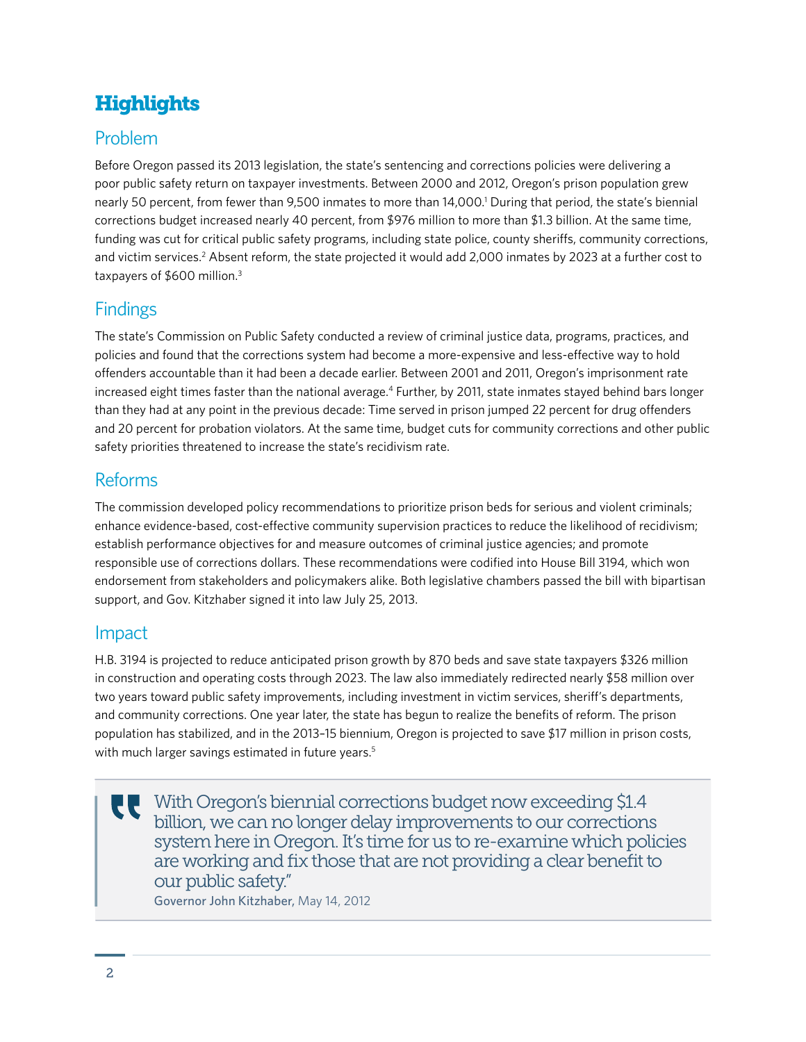# Highlights

## Problem

Before Oregon passed its 2013 legislation, the state's sentencing and corrections policies were delivering a poor public safety return on taxpayer investments. Between 2000 and 2012, Oregon's prison population grew nearly 50 percent, from fewer than 9,500 inmates to more than 14,000.[1] During that period, the state's biennial corrections budget increased nearly 40 percent, from $976 million to more than $1.3 billion. At the same time, funding was cut for critical public safety programs, including state police, county sheriffs, community corrections, and victim services.[2] Absent reform, the state projected it would add 2,000 inmates by 2023 at a further cost to taxpayers of $600 million.[3]

## Findings

The state's Commission on Public Safety conducted a review of criminal justice data, programs, practices, and policies and found that the corrections system had become a more-expensive and less-effective way to hold offenders accountable than it had been a decade earlier. Between 2001 and 2011, Oregon's imprisonment rate increased eight times faster than the national average.[4] Further, by 2011, state inmates stayed behind bars longer than they had at any point in the previous decade: Time served in prison jumped 22 percent for drug offenders and 20 percent for probation violators. At the same time, budget cuts for community corrections and other public safety priorities threatened to increase the state's recidivism rate.

## Reforms

The commission developed policy recommendations to prioritize prison beds for serious and violent criminals; enhance evidence-based, cost-effective community supervision practices to reduce the likelihood of recidivism; establish performance objectives for and measure outcomes of criminal justice agencies; and promote responsible use of corrections dollars. These recommendations were codified into House Bill 3194, which won endorsement from stakeholders and policymakers alike. Both legislative chambers passed the bill with bipartisan support, and Gov. Kitzhaber signed it into law July 25, 2013.

## Impact

H.B. 3194 is projected to reduce anticipated prison growth by 870 beds and save state taxpayers $326 million in construction and operating costs through 2023. The law also immediately redirected nearly $58 million over two years toward public safety improvements, including investment in victim services, sheriff's departments, and community corrections. One year later, the state has begun to realize the benefits of reform. The prison population has stabilized, and in the 2013–15 biennium, Oregon is projected to save $17 million in prison costs, with much larger savings estimated in future years.[5]

> With Oregon's biennial corrections budget now exceeding $1.4 billion, we can no longer delay improvements to our corrections system here in Oregon. It's time for us to re-examine which policies are working and fix those that are not providing a clear benefit to our public safety."
>
> **Governor John Kitzhaber,** May 14, 2012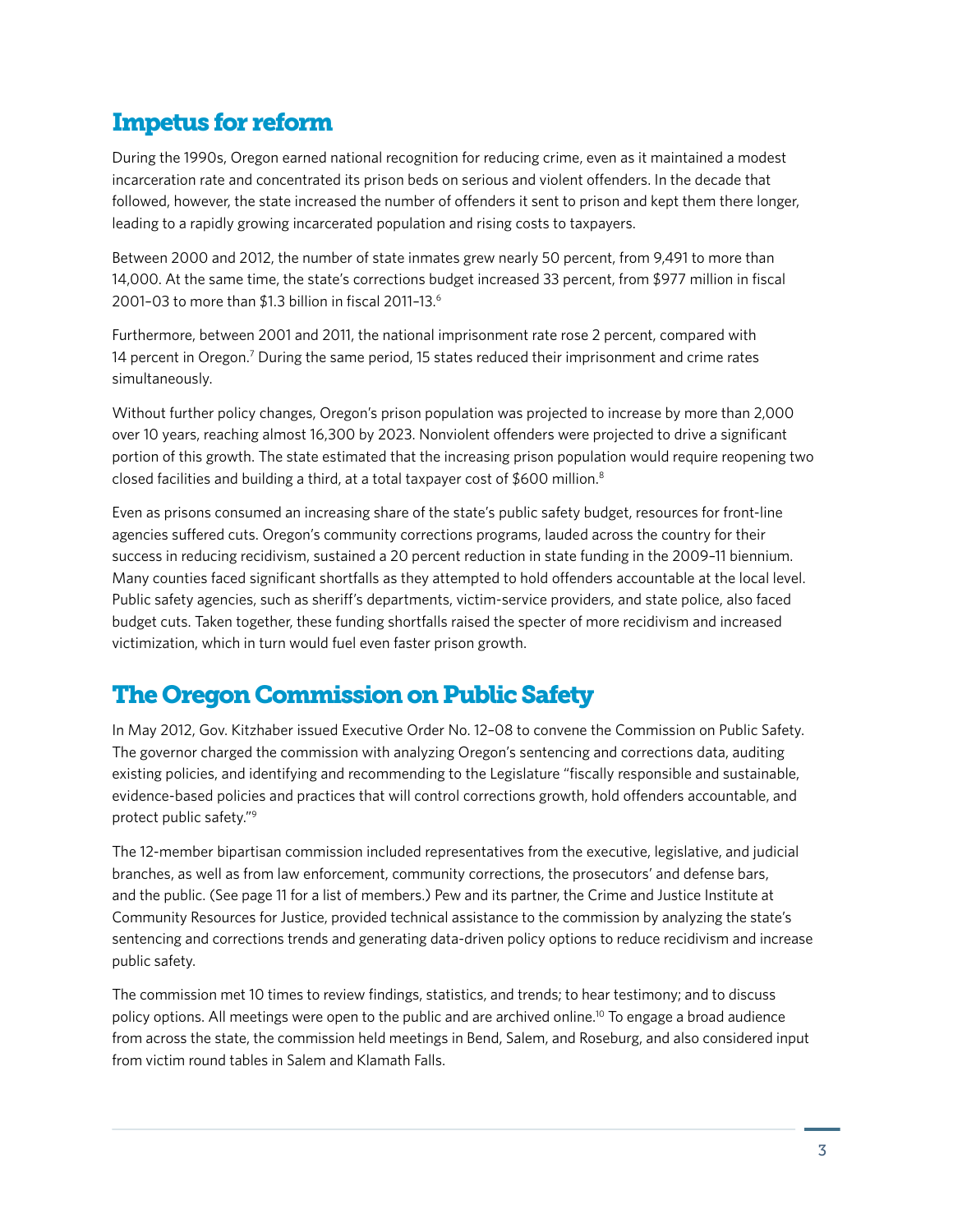## Impetus for reform

During the 1990s, Oregon earned national recognition for reducing crime, even as it maintained a modest incarceration rate and concentrated its prison beds on serious and violent offenders. In the decade that followed, however, the state increased the number of offenders it sent to prison and kept them there longer, leading to a rapidly growing incarcerated population and rising costs to taxpayers.

Between 2000 and 2012, the number of state inmates grew nearly 50 percent, from 9,491 to more than 14,000. At the same time, the state's corrections budget increased 33 percent, from $977 million in fiscal 2001–03 to more than $1.3 billion in fiscal 2011–13.[6]

Furthermore, between 2001 and 2011, the national imprisonment rate rose 2 percent, compared with 14 percent in Oregon.[7] During the same period, 15 states reduced their imprisonment and crime rates simultaneously.

Without further policy changes, Oregon's prison population was projected to increase by more than 2,000 over 10 years, reaching almost 16,300 by 2023. Nonviolent offenders were projected to drive a significant portion of this growth. The state estimated that the increasing prison population would require reopening two closed facilities and building a third, at a total taxpayer cost of $600 million.[8]

Even as prisons consumed an increasing share of the state's public safety budget, resources for front-line agencies suffered cuts. Oregon's community corrections programs, lauded across the country for their success in reducing recidivism, sustained a 20 percent reduction in state funding in the 2009–11 biennium. Many counties faced significant shortfalls as they attempted to hold offenders accountable at the local level. Public safety agencies, such as sheriff's departments, victim-service providers, and state police, also faced budget cuts. Taken together, these funding shortfalls raised the specter of more recidivism and increased victimization, which in turn would fuel even faster prison growth.

## The Oregon Commission on Public Safety

In May 2012, Gov. Kitzhaber issued Executive Order No. 12–08 to convene the Commission on Public Safety. The governor charged the commission with analyzing Oregon's sentencing and corrections data, auditing existing policies, and identifying and recommending to the Legislature "fiscally responsible and sustainable, evidence-based policies and practices that will control corrections growth, hold offenders accountable, and protect public safety."[9]

The 12-member bipartisan commission included representatives from the executive, legislative, and judicial branches, as well as from law enforcement, community corrections, the prosecutors' and defense bars, and the public. (See page 11 for a list of members.) Pew and its partner, the Crime and Justice Institute at Community Resources for Justice, provided technical assistance to the commission by analyzing the state's sentencing and corrections trends and generating data-driven policy options to reduce recidivism and increase public safety.

The commission met 10 times to review findings, statistics, and trends; to hear testimony; and to discuss policy options. All meetings were open to the public and are archived online.[10] To engage a broad audience from across the state, the commission held meetings in Bend, Salem, and Roseburg, and also considered input from victim round tables in Salem and Klamath Falls.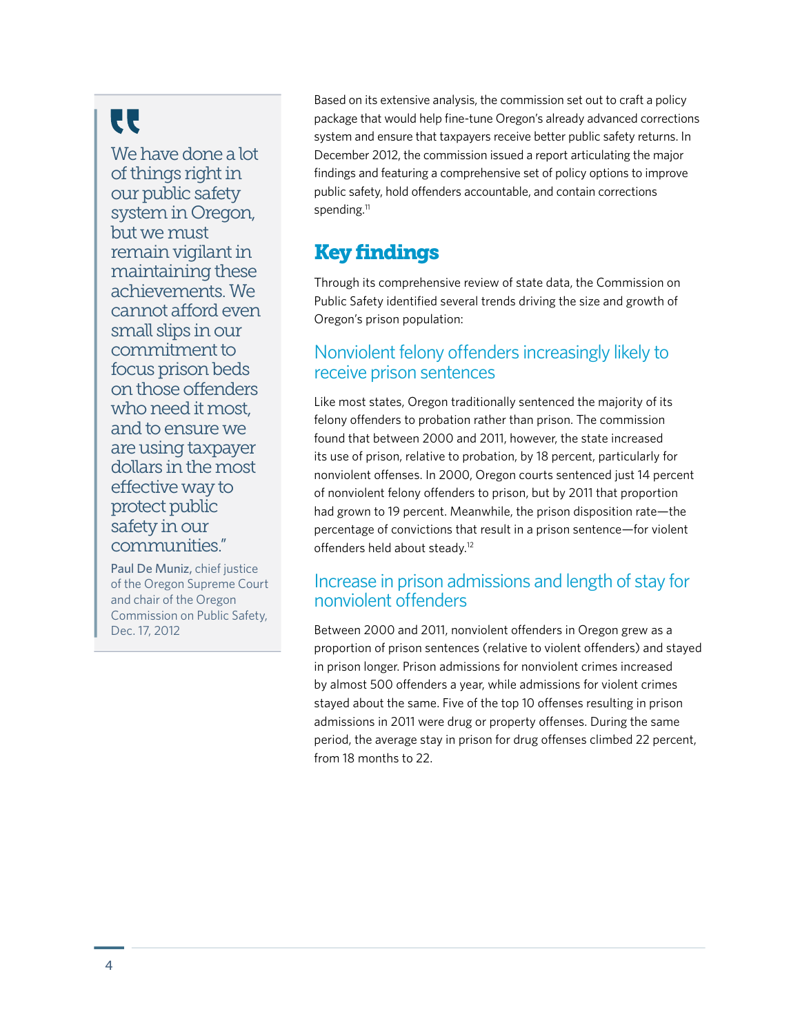> "We have done a lot of things right in our public safety system in Oregon, but we must remain vigilant in maintaining these achievements. We cannot afford even small slips in our commitment to focus prison beds on those offenders who need it most, and to ensure we are using taxpayer dollars in the most effective way to protect public safety in our communities."
>
> **Paul De Muniz,** chief justice of the Oregon Supreme Court and chair of the Oregon Commission on Public Safety, Dec. 17, 2012

Based on its extensive analysis, the commission set out to craft a policy package that would help fine-tune Oregon's already advanced corrections system and ensure that taxpayers receive better public safety returns. In December 2012, the commission issued a report articulating the major findings and featuring a comprehensive set of policy options to improve public safety, hold offenders accountable, and contain corrections spending.[11]

## Key findings

Through its comprehensive review of state data, the Commission on Public Safety identified several trends driving the size and growth of Oregon's prison population:

### Nonviolent felony offenders increasingly likely to receive prison sentences

Like most states, Oregon traditionally sentenced the majority of its felony offenders to probation rather than prison. The commission found that between 2000 and 2011, however, the state increased its use of prison, relative to probation, by 18 percent, particularly for nonviolent offenses. In 2000, Oregon courts sentenced just 14 percent of nonviolent felony offenders to prison, but by 2011 that proportion had grown to 19 percent. Meanwhile, the prison disposition rate—the percentage of convictions that result in a prison sentence—for violent offenders held about steady.[12]

### Increase in prison admissions and length of stay for nonviolent offenders

Between 2000 and 2011, nonviolent offenders in Oregon grew as a proportion of prison sentences (relative to violent offenders) and stayed in prison longer. Prison admissions for nonviolent crimes increased by almost 500 offenders a year, while admissions for violent crimes stayed about the same. Five of the top 10 offenses resulting in prison admissions in 2011 were drug or property offenses. During the same period, the average stay in prison for drug offenses climbed 22 percent, from 18 months to 22.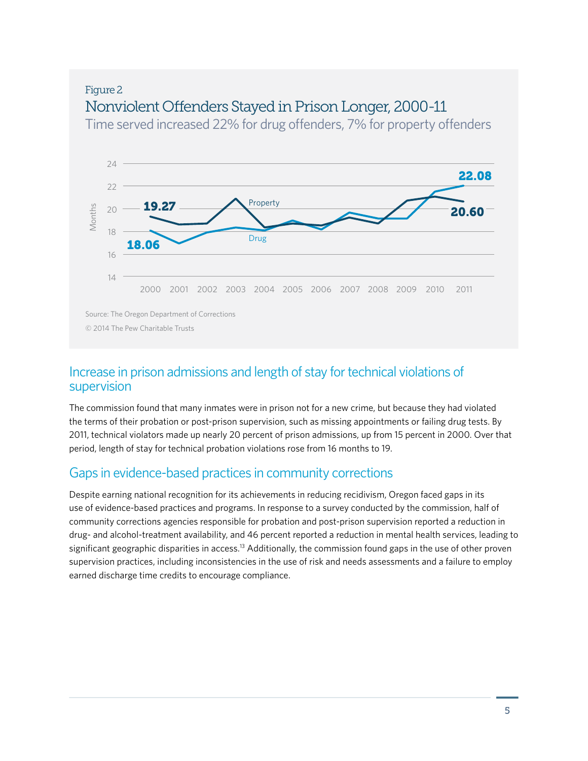Figure 2

## Nonviolent Offenders Stayed in Prison Longer, 2000-11

Time served increased 22% for drug offenders, 7% for property offenders

Source: The Oregon Department of Corrections

© 2014 The Pew Charitable Trusts

## Increase in prison admissions and length of stay for technical violations of supervision

The commission found that many inmates were in prison not for a new crime, but because they had violated the terms of their probation or post-prison supervision, such as missing appointments or failing drug tests. By 2011, technical violators made up nearly 20 percent of prison admissions, up from 15 percent in 2000. Over that period, length of stay for technical probation violations rose from 16 months to 19.

## Gaps in evidence-based practices in community corrections

Despite earning national recognition for its achievements in reducing recidivism, Oregon faced gaps in its use of evidence-based practices and programs. In response to a survey conducted by the commission, half of community corrections agencies responsible for probation and post-prison supervision reported a reduction in drug- and alcohol-treatment availability, and 46 percent reported a reduction in mental health services, leading to significant geographic disparities in access.[13] Additionally, the commission found gaps in the use of other proven supervision practices, including inconsistencies in the use of risk and needs assessments and a failure to employ earned discharge time credits to encourage compliance.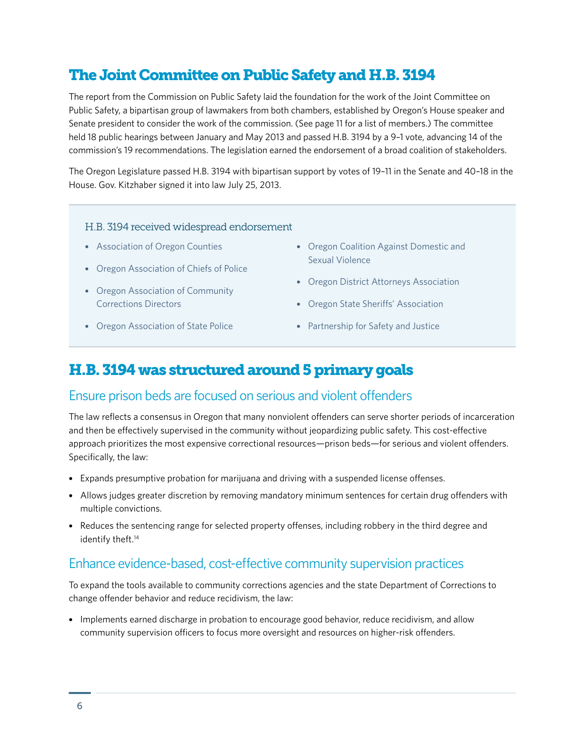## The Joint Committee on Public Safety and H.B. 3194

The report from the Commission on Public Safety laid the foundation for the work of the Joint Committee on Public Safety, a bipartisan group of lawmakers from both chambers, established by Oregon's House speaker and Senate president to consider the work of the commission. (See page 11 for a list of members.) The committee held 18 public hearings between January and May 2013 and passed H.B. 3194 by a 9–1 vote, advancing 14 of the commission's 19 recommendations. The legislation earned the endorsement of a broad coalition of stakeholders.

The Oregon Legislature passed H.B. 3194 with bipartisan support by votes of 19–11 in the Senate and 40–18 in the House. Gov. Kitzhaber signed it into law July 25, 2013.

### H.B. 3194 received widespread endorsement

- Association of Oregon Counties
- Oregon Association of Chiefs of Police
- Oregon Association of Community Corrections Directors
- Oregon Association of State Police
- Oregon Coalition Against Domestic and Sexual Violence
- Oregon District Attorneys Association
- Oregon State Sheriffs' Association
- Partnership for Safety and Justice

## H.B. 3194 was structured around 5 primary goals

### Ensure prison beds are focused on serious and violent offenders

The law reflects a consensus in Oregon that many nonviolent offenders can serve shorter periods of incarceration and then be effectively supervised in the community without jeopardizing public safety. This cost-effective approach prioritizes the most expensive correctional resources—prison beds—for serious and violent offenders. Specifically, the law:

- Expands presumptive probation for marijuana and driving with a suspended license offenses.
- Allows judges greater discretion by removing mandatory minimum sentences for certain drug offenders with multiple convictions.
- Reduces the sentencing range for selected property offenses, including robbery in the third degree and identify theft.[14]

### Enhance evidence-based, cost-effective community supervision practices

To expand the tools available to community corrections agencies and the state Department of Corrections to change offender behavior and reduce recidivism, the law:

- Implements earned discharge in probation to encourage good behavior, reduce recidivism, and allow community supervision officers to focus more oversight and resources on higher-risk offenders.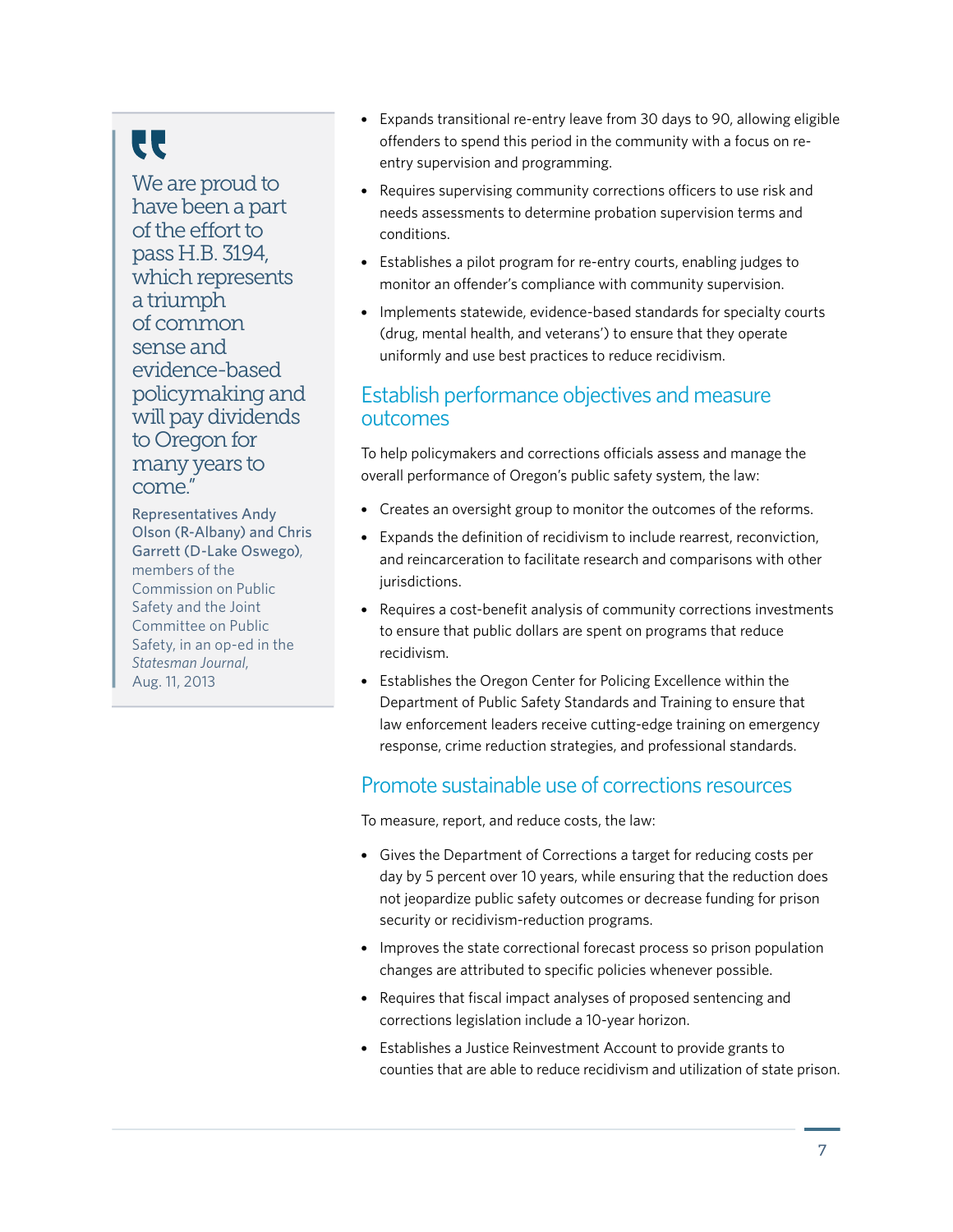> "We are proud to have been a part of the effort to pass H.B. 3194, which represents a triumph of common sense and evidence-based policymaking and will pay dividends to Oregon for many years to come."
>
> Representatives Andy Olson (R-Albany) and Chris Garrett (D-Lake Oswego), members of the Commission on Public Safety and the Joint Committee on Public Safety, in an op-ed in the *Statesman Journal*, Aug. 11, 2013

- Expands transitional re-entry leave from 30 days to 90, allowing eligible offenders to spend this period in the community with a focus on re-entry supervision and programming.
- Requires supervising community corrections officers to use risk and needs assessments to determine probation supervision terms and conditions.
- Establishes a pilot program for re-entry courts, enabling judges to monitor an offender's compliance with community supervision.
- Implements statewide, evidence-based standards for specialty courts (drug, mental health, and veterans') to ensure that they operate uniformly and use best practices to reduce recidivism.

## Establish performance objectives and measure outcomes

To help policymakers and corrections officials assess and manage the overall performance of Oregon's public safety system, the law:

- Creates an oversight group to monitor the outcomes of the reforms.
- Expands the definition of recidivism to include rearrest, reconviction, and reincarceration to facilitate research and comparisons with other jurisdictions.
- Requires a cost-benefit analysis of community corrections investments to ensure that public dollars are spent on programs that reduce recidivism.
- Establishes the Oregon Center for Policing Excellence within the Department of Public Safety Standards and Training to ensure that law enforcement leaders receive cutting-edge training on emergency response, crime reduction strategies, and professional standards.

## Promote sustainable use of corrections resources

To measure, report, and reduce costs, the law:

- Gives the Department of Corrections a target for reducing costs per day by 5 percent over 10 years, while ensuring that the reduction does not jeopardize public safety outcomes or decrease funding for prison security or recidivism-reduction programs.
- Improves the state correctional forecast process so prison population changes are attributed to specific policies whenever possible.
- Requires that fiscal impact analyses of proposed sentencing and corrections legislation include a 10-year horizon.
- Establishes a Justice Reinvestment Account to provide grants to counties that are able to reduce recidivism and utilization of state prison.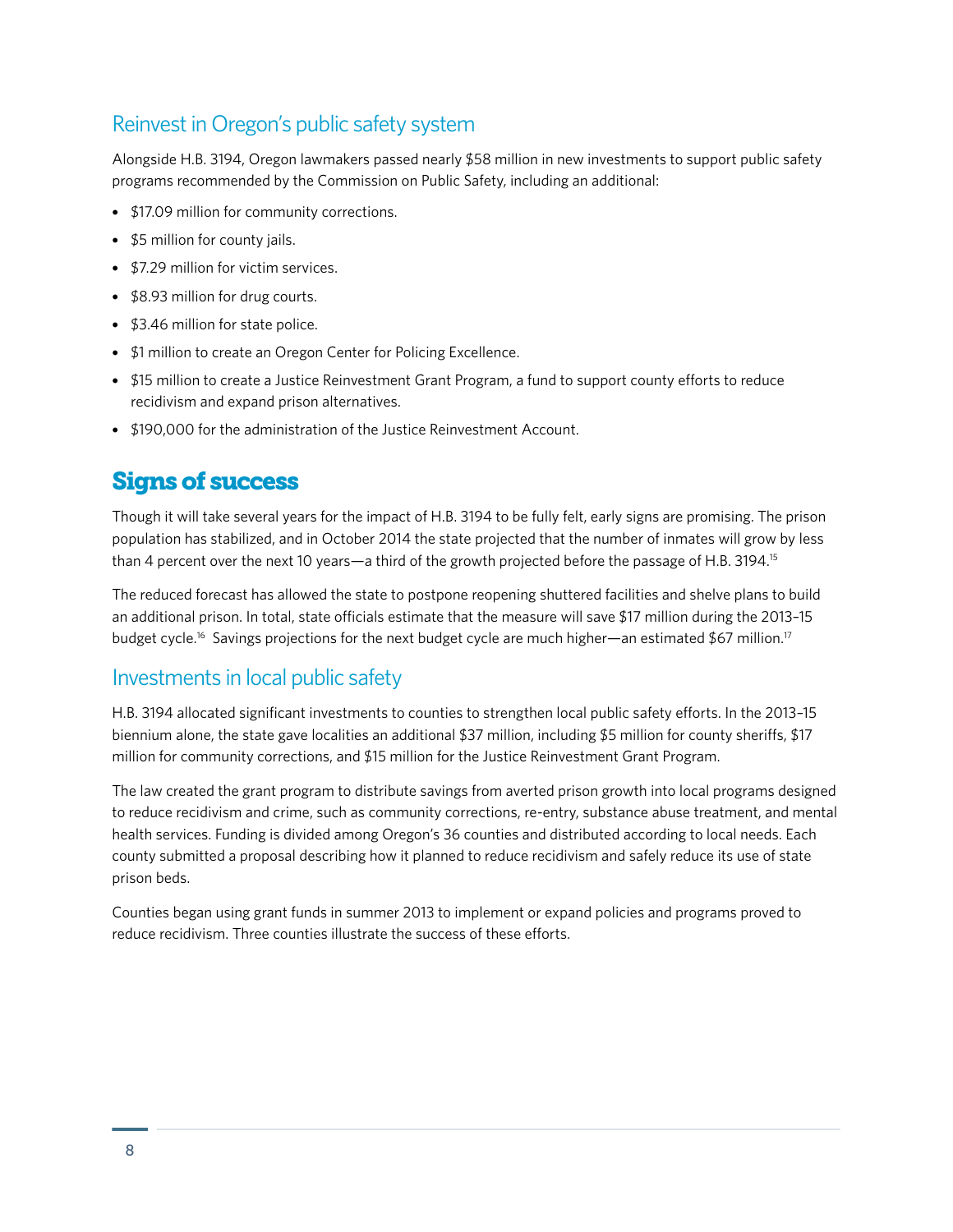### Reinvest in Oregon's public safety system

Alongside H.B. 3194, Oregon lawmakers passed nearly $58 million in new investments to support public safety programs recommended by the Commission on Public Safety, including an additional:

- $17.09 million for community corrections.
- $5 million for county jails.
- $7.29 million for victim services.
- $8.93 million for drug courts.
- $3.46 million for state police.
- $1 million to create an Oregon Center for Policing Excellence.
- $15 million to create a Justice Reinvestment Grant Program, a fund to support county efforts to reduce recidivism and expand prison alternatives.
- $190,000 for the administration of the Justice Reinvestment Account.

## Signs of success

Though it will take several years for the impact of H.B. 3194 to be fully felt, early signs are promising. The prison population has stabilized, and in October 2014 the state projected that the number of inmates will grow by less than 4 percent over the next 10 years—a third of the growth projected before the passage of H.B. 3194.[15]

The reduced forecast has allowed the state to postpone reopening shuttered facilities and shelve plans to build an additional prison. In total, state officials estimate that the measure will save $17 million during the 2013–15 budget cycle.[16] Savings projections for the next budget cycle are much higher—an estimated $67 million.[17]

### Investments in local public safety

H.B. 3194 allocated significant investments to counties to strengthen local public safety efforts. In the 2013–15 biennium alone, the state gave localities an additional $37 million, including $5 million for county sheriffs, $17 million for community corrections, and $15 million for the Justice Reinvestment Grant Program.

The law created the grant program to distribute savings from averted prison growth into local programs designed to reduce recidivism and crime, such as community corrections, re-entry, substance abuse treatment, and mental health services. Funding is divided among Oregon's 36 counties and distributed according to local needs. Each county submitted a proposal describing how it planned to reduce recidivism and safely reduce its use of state prison beds.

Counties began using grant funds in summer 2013 to implement or expand policies and programs proved to reduce recidivism. Three counties illustrate the success of these efforts.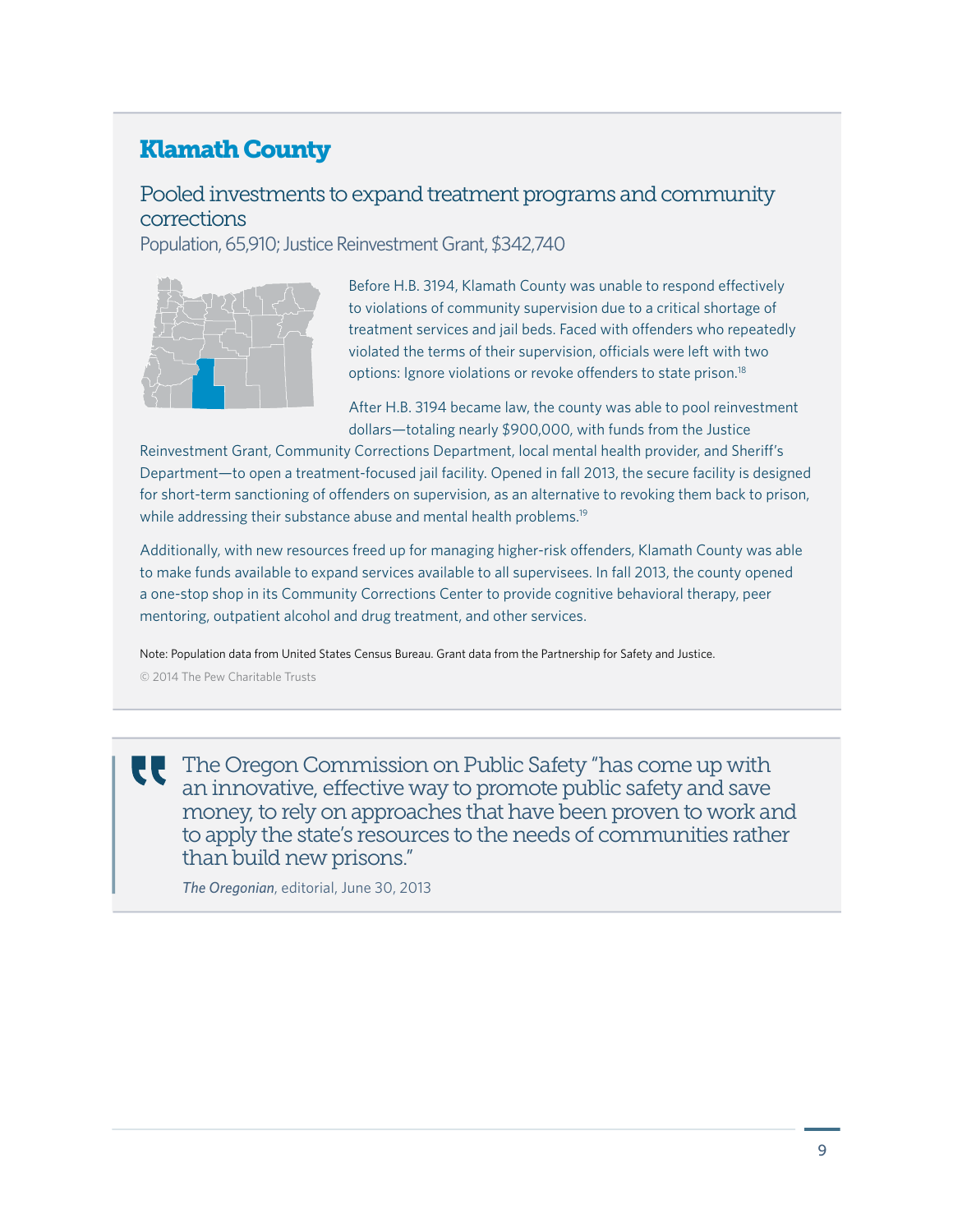## Klamath County

### Pooled investments to expand treatment programs and community corrections

Population, 65,910; Justice Reinvestment Grant, $342,740

Before H.B. 3194, Klamath County was unable to respond effectively to violations of community supervision due to a critical shortage of treatment services and jail beds. Faced with offenders who repeatedly violated the terms of their supervision, officials were left with two options: Ignore violations or revoke offenders to state prison.[18]

After H.B. 3194 became law, the county was able to pool reinvestment dollars—totaling nearly $900,000, with funds from the Justice Reinvestment Grant, Community Corrections Department, local mental health provider, and Sheriff's Department—to open a treatment-focused jail facility. Opened in fall 2013, the secure facility is designed for short-term sanctioning of offenders on supervision, as an alternative to revoking them back to prison, while addressing their substance abuse and mental health problems.[19]

Additionally, with new resources freed up for managing higher-risk offenders, Klamath County was able to make funds available to expand services available to all supervisees. In fall 2013, the county opened a one-stop shop in its Community Corrections Center to provide cognitive behavioral therapy, peer mentoring, outpatient alcohol and drug treatment, and other services.

Note: Population data from United States Census Bureau. Grant data from the Partnership for Safety and Justice.

© 2014 The Pew Charitable Trusts

> The Oregon Commission on Public Safety "has come up with an innovative, effective way to promote public safety and save money, to rely on approaches that have been proven to work and to apply the state's resources to the needs of communities rather than build new prisons."
>
> *The Oregonian*, editorial, June 30, 2013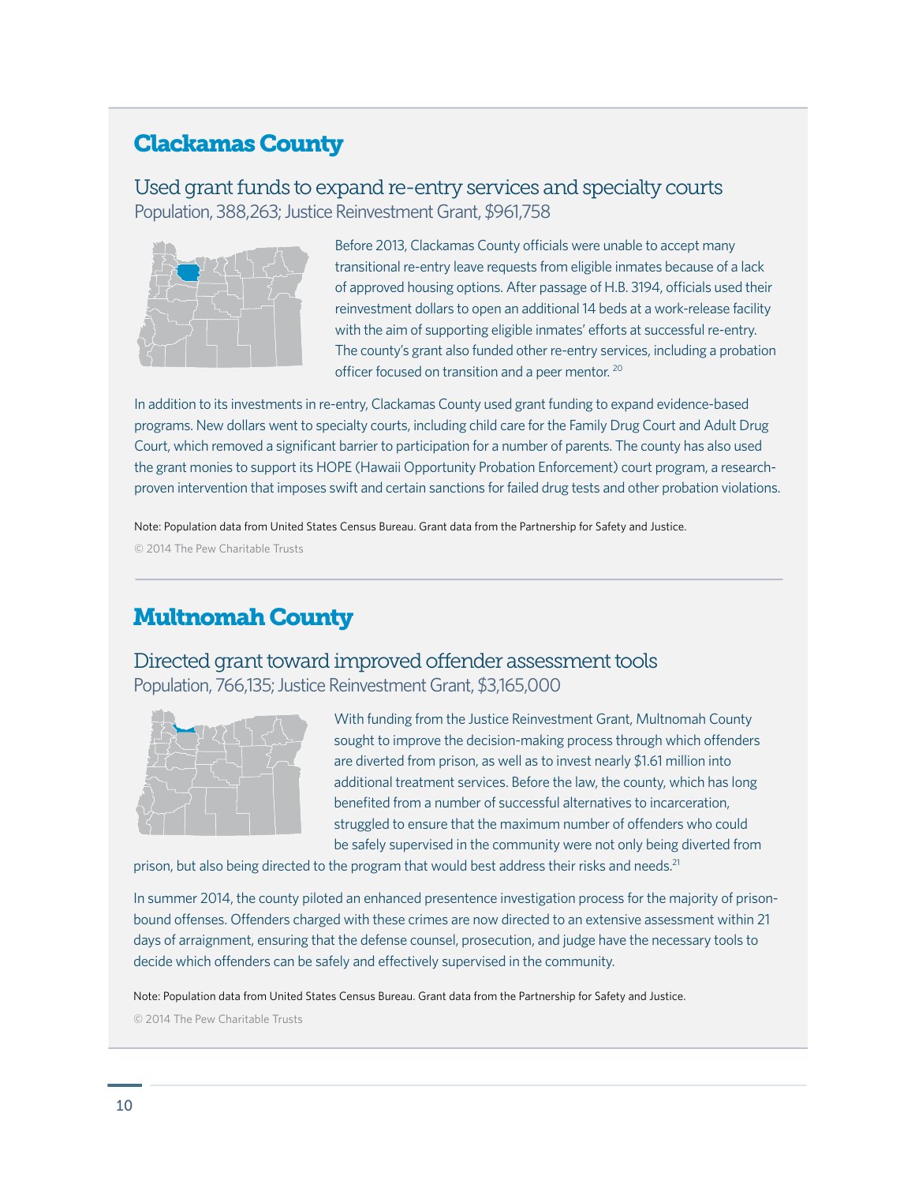## Clackamas County

### Used grant funds to expand re-entry services and specialty courts

Population, 388,263; Justice Reinvestment Grant, $961,758

Before 2013, Clackamas County officials were unable to accept many transitional re-entry leave requests from eligible inmates because of a lack of approved housing options. After passage of H.B. 3194, officials used their reinvestment dollars to open an additional 14 beds at a work-release facility with the aim of supporting eligible inmates' efforts at successful re-entry. The county's grant also funded other re-entry services, including a probation officer focused on transition and a peer mentor. [20]

In addition to its investments in re-entry, Clackamas County used grant funding to expand evidence-based programs. New dollars went to specialty courts, including child care for the Family Drug Court and Adult Drug Court, which removed a significant barrier to participation for a number of parents. The county has also used the grant monies to support its HOPE (Hawaii Opportunity Probation Enforcement) court program, a research-proven intervention that imposes swift and certain sanctions for failed drug tests and other probation violations.

Note: Population data from United States Census Bureau. Grant data from the Partnership for Safety and Justice.

© 2014 The Pew Charitable Trusts

## Multnomah County

### Directed grant toward improved offender assessment tools

Population, 766,135; Justice Reinvestment Grant, $3,165,000

With funding from the Justice Reinvestment Grant, Multnomah County sought to improve the decision-making process through which offenders are diverted from prison, as well as to invest nearly $1.61 million into additional treatment services. Before the law, the county, which has long benefited from a number of successful alternatives to incarceration, struggled to ensure that the maximum number of offenders who could be safely supervised in the community were not only being diverted from prison, but also being directed to the program that would best address their risks and needs.[21]

In summer 2014, the county piloted an enhanced presentence investigation process for the majority of prison-bound offenses. Offenders charged with these crimes are now directed to an extensive assessment within 21 days of arraignment, ensuring that the defense counsel, prosecution, and judge have the necessary tools to decide which offenders can be safely and effectively supervised in the community.

Note: Population data from United States Census Bureau. Grant data from the Partnership for Safety and Justice.

© 2014 The Pew Charitable Trusts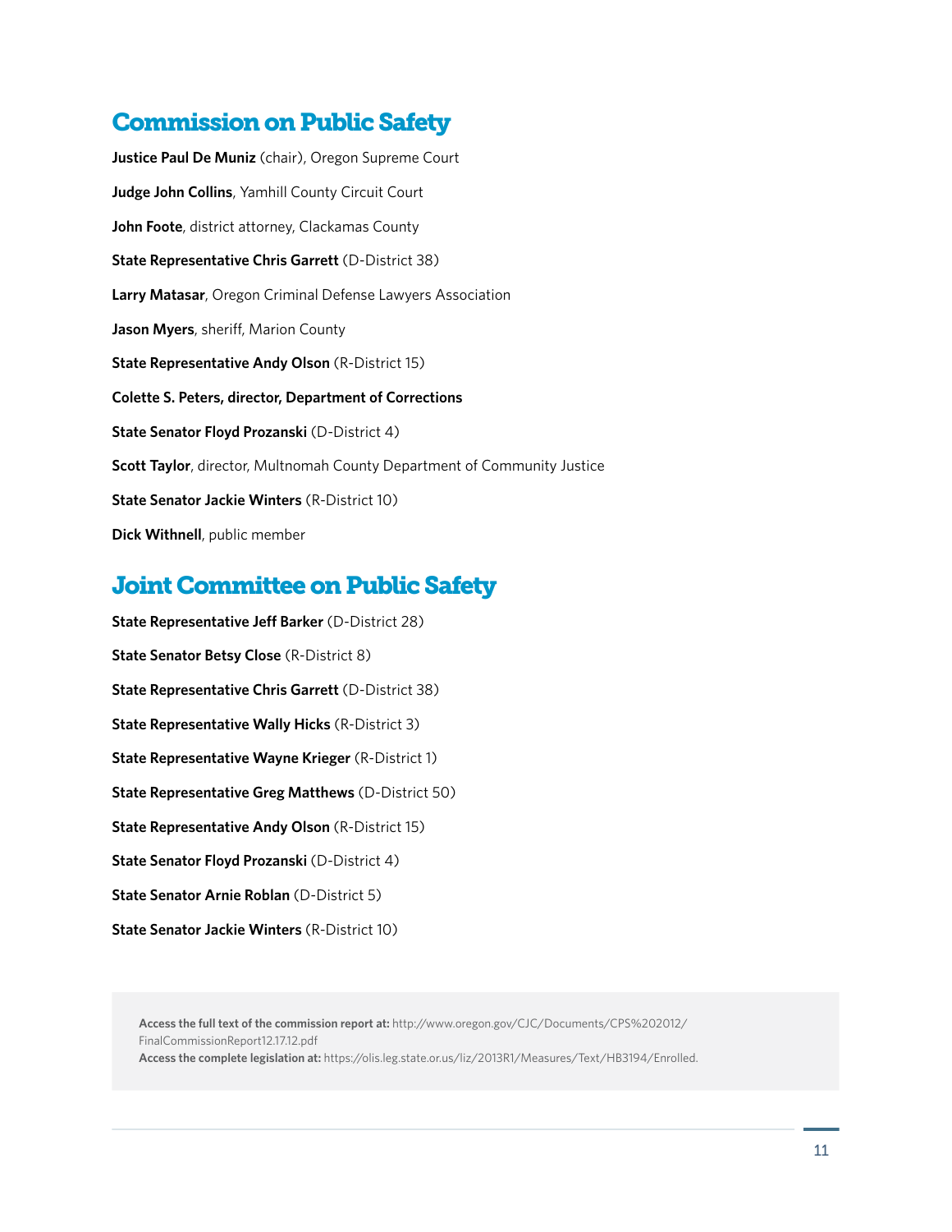## Commission on Public Safety

**Justice Paul De Muniz** (chair), Oregon Supreme Court

**Judge John Collins**, Yamhill County Circuit Court

**John Foote**, district attorney, Clackamas County

**State Representative Chris Garrett** (D-District 38)

**Larry Matasar**, Oregon Criminal Defense Lawyers Association

**Jason Myers**, sheriff, Marion County

**State Representative Andy Olson** (R-District 15)

**Colette S. Peters, director, Department of Corrections**

**State Senator Floyd Prozanski** (D-District 4)

**Scott Taylor**, director, Multnomah County Department of Community Justice

**State Senator Jackie Winters** (R-District 10)

**Dick Withnell**, public member

## Joint Committee on Public Safety

**State Representative Jeff Barker** (D-District 28)

**State Senator Betsy Close** (R-District 8)

**State Representative Chris Garrett** (D-District 38)

**State Representative Wally Hicks** (R-District 3)

**State Representative Wayne Krieger** (R-District 1)

**State Representative Greg Matthews** (D-District 50)

**State Representative Andy Olson** (R-District 15)

**State Senator Floyd Prozanski** (D-District 4)

**State Senator Arnie Roblan** (D-District 5)

**State Senator Jackie Winters** (R-District 10)

**Access the full text of the commission report at:** http://www.oregon.gov/CJC/Documents/CPS%202012/FinalCommissionReport12.17.12.pdf
**Access the complete legislation at:** https://olis.leg.state.or.us/liz/2013R1/Measures/Text/HB3194/Enrolled.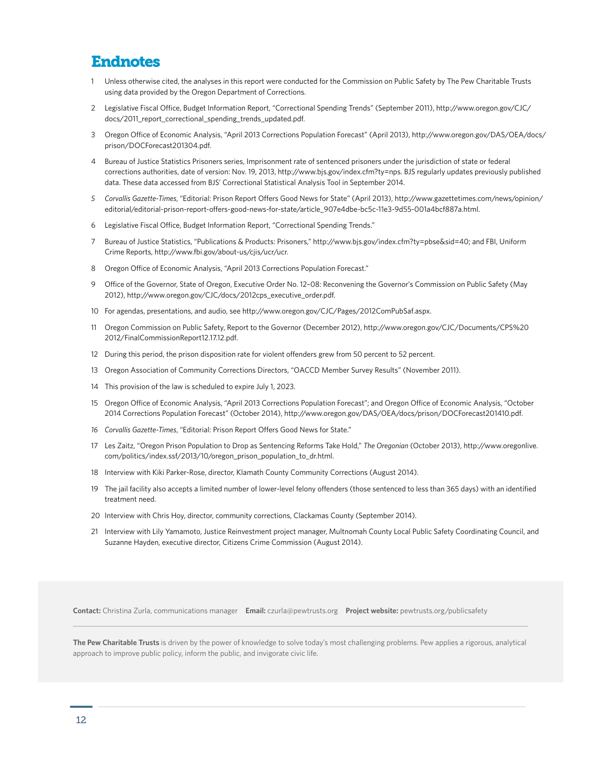# Endnotes

1. Unless otherwise cited, the analyses in this report were conducted for the Commission on Public Safety by The Pew Charitable Trusts using data provided by the Oregon Department of Corrections.
2. Legislative Fiscal Office, Budget Information Report, "Correctional Spending Trends" (September 2011), http://www.oregon.gov/CJC/docs/2011_report_correctional_spending_trends_updated.pdf.
3. Oregon Office of Economic Analysis, "April 2013 Corrections Population Forecast" (April 2013), http://www.oregon.gov/DAS/OEA/docs/prison/DOCForecast201304.pdf.
4. Bureau of Justice Statistics Prisoners series, Imprisonment rate of sentenced prisoners under the jurisdiction of state or federal corrections authorities, date of version: Nov. 19, 2013, http://www.bjs.gov/index.cfm?ty=nps. BJS regularly updates previously published data. These data accessed from BJS' Correctional Statistical Analysis Tool in September 2014.
5. *Corvallis Gazette-Times*, "Editorial: Prison Report Offers Good News for State" (April 2013), http://www.gazettetimes.com/news/opinion/editorial/editorial-prison-report-offers-good-news-for-state/article_907e4dbe-bc5c-11e3-9d55-001a4bcf887a.html.
6. Legislative Fiscal Office, Budget Information Report, "Correctional Spending Trends."
7. Bureau of Justice Statistics, "Publications & Products: Prisoners," http://www.bjs.gov/index.cfm?ty=pbse&sid=40; and FBI, Uniform Crime Reports, http://www.fbi.gov/about-us/cjis/ucr/ucr.
8. Oregon Office of Economic Analysis, "April 2013 Corrections Population Forecast."
9. Office of the Governor, State of Oregon, Executive Order No. 12–08: Reconvening the Governor's Commission on Public Safety (May 2012), http://www.oregon.gov/CJC/docs/2012cps_executive_order.pdf.
10. For agendas, presentations, and audio, see http://www.oregon.gov/CJC/Pages/2012ComPubSaf.aspx.
11. Oregon Commission on Public Safety, Report to the Governor (December 2012), http://www.oregon.gov/CJC/Documents/CPS%20 2012/FinalCommissionReport12.17.12.pdf.
12. During this period, the prison disposition rate for violent offenders grew from 50 percent to 52 percent.
13. Oregon Association of Community Corrections Directors, "OACCD Member Survey Results" (November 2011).
14. This provision of the law is scheduled to expire July 1, 2023.
15. Oregon Office of Economic Analysis, "April 2013 Corrections Population Forecast"; and Oregon Office of Economic Analysis, "October 2014 Corrections Population Forecast" (October 2014), http://www.oregon.gov/DAS/OEA/docs/prison/DOCForecast201410.pdf.
16. *Corvallis Gazette-Times*, "Editorial: Prison Report Offers Good News for State."
17. Les Zaitz, "Oregon Prison Population to Drop as Sentencing Reforms Take Hold," *The Oregonian* (October 2013), http://www.oregonlive.com/politics/index.ssf/2013/10/oregon_prison_population_to_dr.html.
18. Interview with Kiki Parker-Rose, director, Klamath County Community Corrections (August 2014).
19. The jail facility also accepts a limited number of lower-level felony offenders (those sentenced to less than 365 days) with an identified treatment need.
20. Interview with Chris Hoy, director, community corrections, Clackamas County (September 2014).
21. Interview with Lily Yamamoto, Justice Reinvestment project manager, Multnomah County Local Public Safety Coordinating Council, and Suzanne Hayden, executive director, Citizens Crime Commission (August 2014).

**Contact:** Christina Zurla, communications manager **Email:** czurla@pewtrusts.org **Project website:** pewtrusts.org/publicsafety

**The Pew Charitable Trusts** is driven by the power of knowledge to solve today's most challenging problems. Pew applies a rigorous, analytical approach to improve public policy, inform the public, and invigorate civic life.